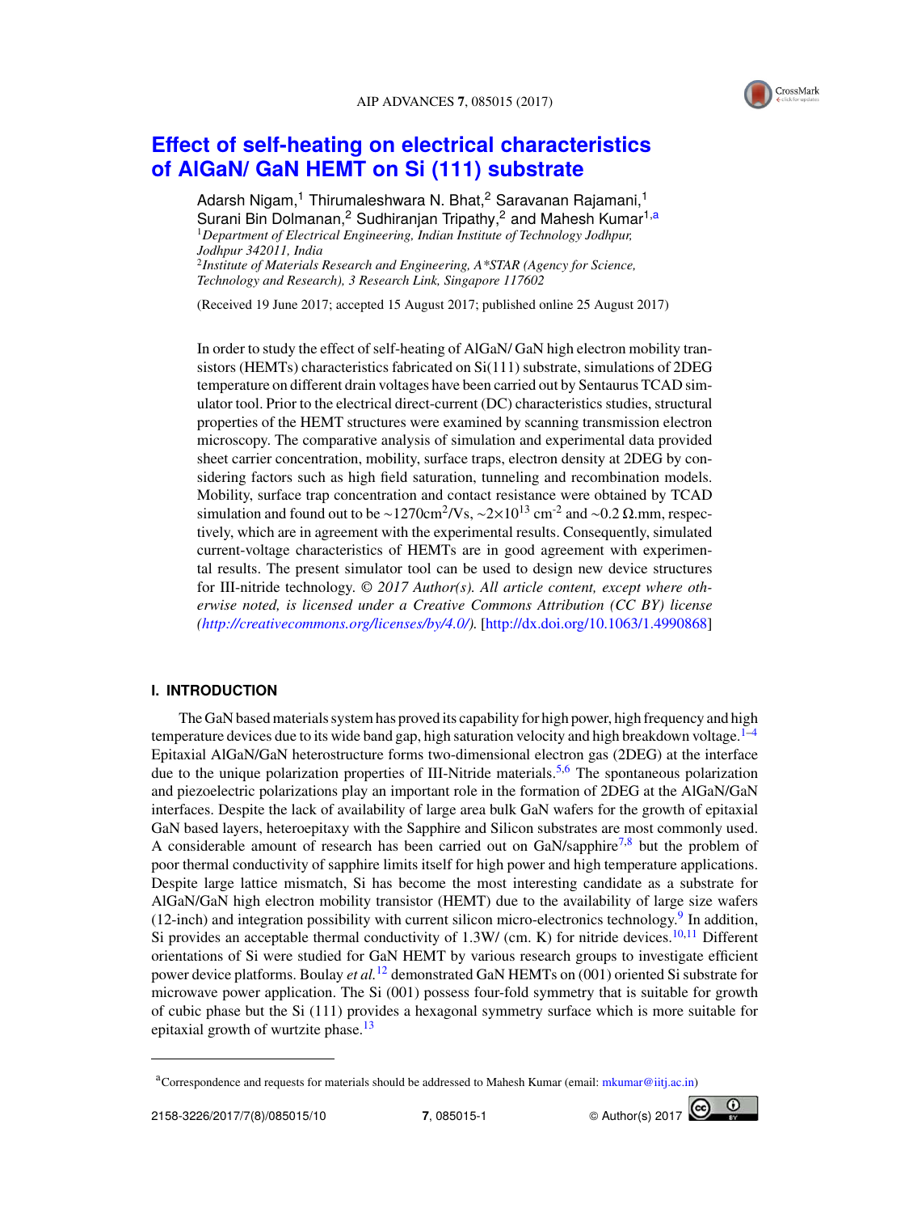# Effect of self-heating on electrical characteristics of AlGaN/ GaN HEMT on Si (111) substrate

Adarsh Nigam,[1] Thirumaleshwara N. Bhat,[2] Saravanan Rajamani,[1] Surani Bin Dolmanan,[2] Sudhiranjan Tripathy,[2] and Mahesh Kumar[1,a]

[1]*Department of Electrical Engineering, Indian Institute of Technology Jodhpur, Jodhpur 342011, India*

[2]*Institute of Materials Research and Engineering, A\*STAR (Agency for Science, Technology and Research), 3 Research Link, Singapore 117602*

(Received 19 June 2017; accepted 15 August 2017; published online 25 August 2017)

In order to study the effect of self-heating of AlGaN/ GaN high electron mobility transistors (HEMTs) characteristics fabricated on Si(111) substrate, simulations of 2DEG temperature on different drain voltages have been carried out by Sentaurus TCAD simulator tool. Prior to the electrical direct-current (DC) characteristics studies, structural properties of the HEMT structures were examined by scanning transmission electron microscopy. The comparative analysis of simulation and experimental data provided sheet carrier concentration, mobility, surface traps, electron density at 2DEG by considering factors such as high field saturation, tunneling and recombination models. Mobility, surface trap concentration and contact resistance were obtained by TCAD simulation and found out to be ~1270cm$^2$/Vs, ~2×10$^{13}$ cm$^{-2}$ and ~0.2 Ω.mm, respectively, which are in agreement with the experimental results. Consequently, simulated current-voltage characteristics of HEMTs are in good agreement with experimental results. The present simulator tool can be used to design new device structures for III-nitride technology. *© 2017 Author(s). All article content, except where otherwise noted, is licensed under a Creative Commons Attribution (CC BY) license (http://creativecommons.org/licenses/by/4.0/).* [http://dx.doi.org/10.1063/1.4990868]

## I. INTRODUCTION

The GaN based materials system has proved its capability for high power, high frequency and high temperature devices due to its wide band gap, high saturation velocity and high breakdown voltage.[1–4] Epitaxial AlGaN/GaN heterostructure forms two-dimensional electron gas (2DEG) at the interface due to the unique polarization properties of III-Nitride materials.[5,6] The spontaneous polarization and piezoelectric polarizations play an important role in the formation of 2DEG at the AlGaN/GaN interfaces. Despite the lack of availability of large area bulk GaN wafers for the growth of epitaxial GaN based layers, heteroepitaxy with the Sapphire and Silicon substrates are most commonly used. A considerable amount of research has been carried out on GaN/sapphire[7,8] but the problem of poor thermal conductivity of sapphire limits itself for high power and high temperature applications. Despite large lattice mismatch, Si has become the most interesting candidate as a substrate for AlGaN/GaN high electron mobility transistor (HEMT) due to the availability of large size wafers (12-inch) and integration possibility with current silicon micro-electronics technology.[9] In addition, Si provides an acceptable thermal conductivity of 1.3W/ (cm. K) for nitride devices.[10,11] Different orientations of Si were studied for GaN HEMT by various research groups to investigate efficient power device platforms. Boulay *et al.*[12] demonstrated GaN HEMTs on (001) oriented Si substrate for microwave power application. The Si (001) possess four-fold symmetry that is suitable for growth of cubic phase but the Si (111) provides a hexagonal symmetry surface which is more suitable for epitaxial growth of wurtzite phase.[13]

[a]Correspondence and requests for materials should be addressed to Mahesh Kumar (email: mkumar@iitj.ac.in)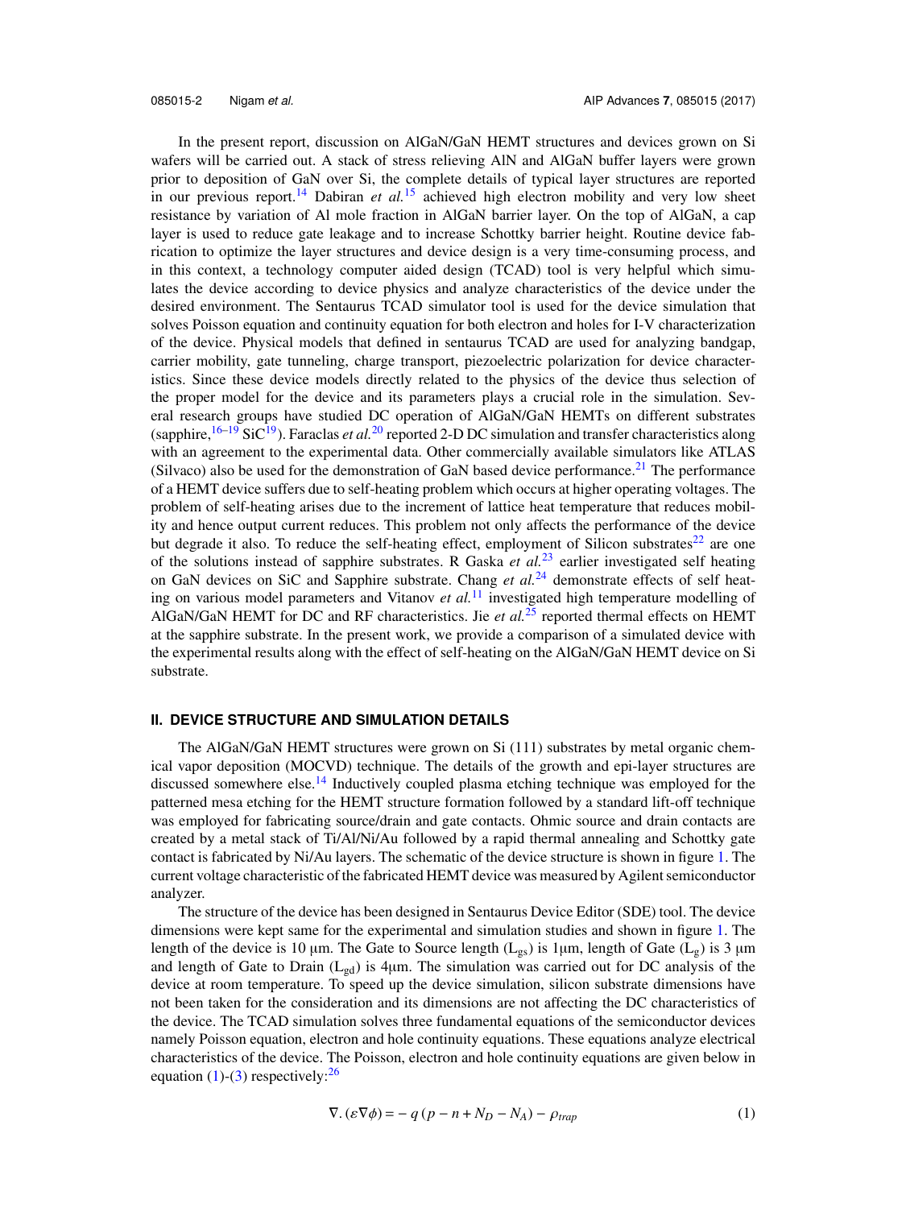In the present report, discussion on AlGaN/GaN HEMT structures and devices grown on Si wafers will be carried out. A stack of stress relieving AlN and AlGaN buffer layers were grown prior to deposition of GaN over Si, the complete details of typical layer structures are reported in our previous report.[14] Dabiran *et al.*[15] achieved high electron mobility and very low sheet resistance by variation of Al mole fraction in AlGaN barrier layer. On the top of AlGaN, a cap layer is used to reduce gate leakage and to increase Schottky barrier height. Routine device fabrication to optimize the layer structures and device design is a very time-consuming process, and in this context, a technology computer aided design (TCAD) tool is very helpful which simulates the device according to device physics and analyze characteristics of the device under the desired environment. The Sentaurus TCAD simulator tool is used for the device simulation that solves Poisson equation and continuity equation for both electron and holes for I-V characterization of the device. Physical models that defined in sentaurus TCAD are used for analyzing bandgap, carrier mobility, gate tunneling, charge transport, piezoelectric polarization for device characteristics. Since these device models directly related to the physics of the device thus selection of the proper model for the device and its parameters plays a crucial role in the simulation. Several research groups have studied DC operation of AlGaN/GaN HEMTs on different substrates (sapphire,[16–19] SiC[19]). Faraclas *et al.*[20] reported 2-D DC simulation and transfer characteristics along with an agreement to the experimental data. Other commercially available simulators like ATLAS (Silvaco) also be used for the demonstration of GaN based device performance.[21] The performance of a HEMT device suffers due to self-heating problem which occurs at higher operating voltages. The problem of self-heating arises due to the increment of lattice heat temperature that reduces mobility and hence output current reduces. This problem not only affects the performance of the device but degrade it also. To reduce the self-heating effect, employment of Silicon substrates[22] are one of the solutions instead of sapphire substrates. R Gaska *et al.*[23] earlier investigated self heating on GaN devices on SiC and Sapphire substrate. Chang *et al.*[24] demonstrate effects of self heating on various model parameters and Vitanov *et al.*[11] investigated high temperature modelling of AlGaN/GaN HEMT for DC and RF characteristics. Jie *et al.*[25] reported thermal effects on HEMT at the sapphire substrate. In the present work, we provide a comparison of a simulated device with the experimental results along with the effect of self-heating on the AlGaN/GaN HEMT device on Si substrate.

## II. DEVICE STRUCTURE AND SIMULATION DETAILS

The AlGaN/GaN HEMT structures were grown on Si (111) substrates by metal organic chemical vapor deposition (MOCVD) technique. The details of the growth and epi-layer structures are discussed somewhere else.[14] Inductively coupled plasma etching technique was employed for the patterned mesa etching for the HEMT structure formation followed by a standard lift-off technique was employed for fabricating source/drain and gate contacts. Ohmic source and drain contacts are created by a metal stack of Ti/Al/Ni/Au followed by a rapid thermal annealing and Schottky gate contact is fabricated by Ni/Au layers. The schematic of the device structure is shown in figure 1. The current voltage characteristic of the fabricated HEMT device was measured by Agilent semiconductor analyzer.

The structure of the device has been designed in Sentaurus Device Editor (SDE) tool. The device dimensions were kept same for the experimental and simulation studies and shown in figure 1. The length of the device is 10 μm. The Gate to Source length ($L_{gs}$) is 1μm, length of Gate ($L_g$) is 3 μm and length of Gate to Drain ($L_{gd}$) is 4μm. The simulation was carried out for DC analysis of the device at room temperature. To speed up the device simulation, silicon substrate dimensions have not been taken for the consideration and its dimensions are not affecting the DC characteristics of the device. The TCAD simulation solves three fundamental equations of the semiconductor devices namely Poisson equation, electron and hole continuity equations. These equations analyze electrical characteristics of the device. The Poisson, electron and hole continuity equations are given below in equation (1)-(3) respectively:[26]

$$\nabla.(\varepsilon\nabla\phi) = -q\,(p - n + N_D - N_A) - \rho_{trap} \tag{1}$$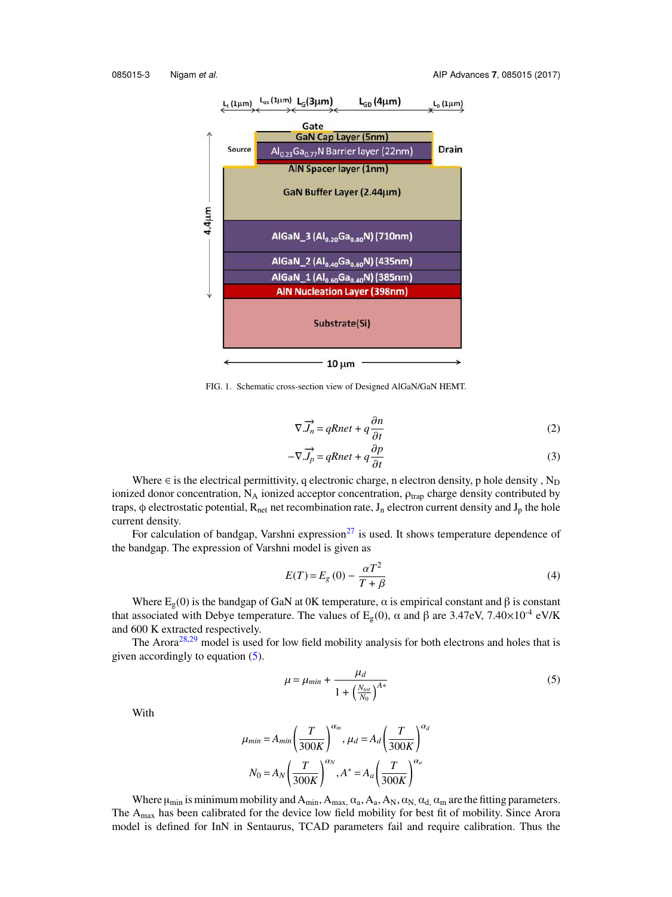FIG. 1. Schematic cross-section view of Designed AlGaN/GaN HEMT.

$$\nabla.\vec{J_n} = qRnet + q\frac{\partial n}{\partial t} \tag{2}$$

$$-\nabla.\vec{J_p} = qRnet + q\frac{\partial p}{\partial t} \tag{3}$$

Where $\in$ is the electrical permittivity, q electronic charge, n electron density, p hole density , $N_D$ ionized donor concentration, $N_A$ ionized acceptor concentration, $\rho_{trap}$ charge density contributed by traps, $\phi$ electrostatic potential, $R_{net}$ net recombination rate, $J_n$ electron current density and $J_p$ the hole current density.

For calculation of bandgap, Varshni expression[27] is used. It shows temperature dependence of the bandgap. The expression of Varshni model is given as

$$E(T) = E_g(0) - \frac{\alpha T^2}{T + \beta} \tag{4}$$

Where $E_g(0)$ is the bandgap of GaN at 0K temperature, $\alpha$ is empirical constant and $\beta$ is constant that associated with Debye temperature. The values of $E_g(0)$, $\alpha$ and $\beta$ are 3.47eV, $7.40\times10^{-4}$ eV/K and 600 K extracted respectively.

The Arora[28,29] model is used for low field mobility analysis for both electrons and holes that is given accordingly to equation (5).

$$\mu = \mu_{min} + \frac{\mu_d}{1 + \left(\frac{N_{tot}}{N_0}\right)^{A*}} \tag{5}$$

With

$$\mu_{min} = A_{min}\left(\frac{T}{300K}\right)^{\alpha_m}, \mu_d = A_d\left(\frac{T}{300K}\right)^{\alpha_d}$$

$$N_0 = A_N\left(\frac{T}{300K}\right)^{\alpha_N}, A^* = A_a\left(\frac{T}{300K}\right)^{\alpha_a}$$

Where $\mu_{min}$ is minimum mobility and $A_{min}$, $A_{max}$, $\alpha_a$, $A_a$, $A_N$, $\alpha_N$, $\alpha_d$, $\alpha_m$ are the fitting parameters. The $A_{max}$ has been calibrated for the device low field mobility for best fit of mobility. Since Arora model is defined for InN in Sentaurus, TCAD parameters fail and require calibration. Thus the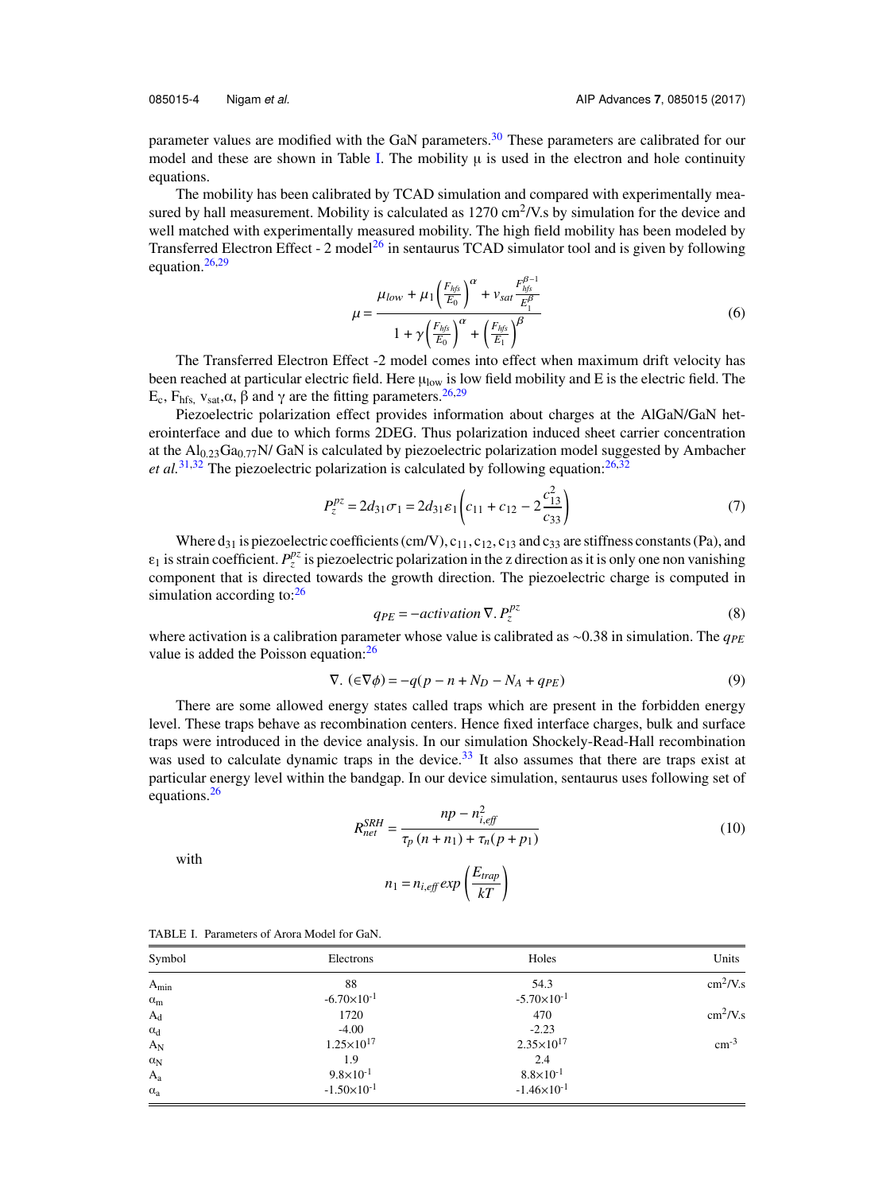parameter values are modified with the GaN parameters.[30] These parameters are calibrated for our model and these are shown in Table I. The mobility μ is used in the electron and hole continuity equations.

The mobility has been calibrated by TCAD simulation and compared with experimentally measured by hall measurement. Mobility is calculated as 1270 $cm^2$/V.s by simulation for the device and well matched with experimentally measured mobility. The high field mobility has been modeled by Transferred Electron Effect - 2 model[26] in sentaurus TCAD simulator tool and is given by following equation.[26,29]

$$\mu = \frac{\mu_{low} + \mu_1\left(\frac{F_{hfs}}{E_0}\right)^{\alpha} + v_{sat}\frac{F_{hfs}^{\beta-1}}{E_1^{\beta}}}{1 + \gamma\left(\frac{F_{hfs}}{E_0}\right)^{\alpha} + \left(\frac{F_{hfs}}{E_1}\right)^{\beta}} \tag{6}$$

The Transferred Electron Effect -2 model comes into effect when maximum drift velocity has been reached at particular electric field. Here $\mu_{low}$ is low field mobility and E is the electric field. The $E_c$, $F_{hfs}$, $v_{sat}$, α, β and γ are the fitting parameters.[26,29]

Piezoelectric polarization effect provides information about charges at the AlGaN/GaN heterointerface and due to which forms 2DEG. Thus polarization induced sheet carrier concentration at the $Al_{0.23}Ga_{0.77}N$/ GaN is calculated by piezoelectric polarization model suggested by Ambacher *et al.*[31,32] The piezoelectric polarization is calculated by following equation:[26,32]

$$P_z^{pz} = 2d_{31}\sigma_1 = 2d_{31}\varepsilon_1\left(c_{11} + c_{12} - 2\frac{c_{13}^2}{c_{33}}\right) \tag{7}$$

Where $d_{31}$ is piezoelectric coefficients (cm/V), $c_{11}$, $c_{12}$, $c_{13}$ and $c_{33}$ are stiffness constants (Pa), and $\varepsilon_1$ is strain coefficient. $P_z^{pz}$ is piezoelectric polarization in the z direction as it is only one non vanishing component that is directed towards the growth direction. The piezoelectric charge is computed in simulation according to:[26]

$$q_{PE} = -activation\,\nabla.\,P_z^{pz} \tag{8}$$

where activation is a calibration parameter whose value is calibrated as ~0.38 in simulation. The $q_{PE}$ value is added the Poisson equation:[26]

$$\nabla.\,(\epsilon\nabla\phi) = -q(p - n + N_D - N_A + q_{PE}) \tag{9}$$

There are some allowed energy states called traps which are present in the forbidden energy level. These traps behave as recombination centers. Hence fixed interface charges, bulk and surface traps were introduced in the device analysis. In our simulation Shockely-Read-Hall recombination was used to calculate dynamic traps in the device.[33] It also assumes that there are traps exist at particular energy level within the bandgap. In our device simulation, sentaurus uses following set of equations.[26]

$$R_{net}^{SRH} = \frac{np - n_{i,eff}^2}{\tau_p\,(n + n_1) + \tau_n(p + p_1)} \tag{10}$$

with

$$n_1 = n_{i,eff}\,exp\left(\frac{E_{trap}}{kT}\right)$$

TABLE I. Parameters of Arora Model for GaN.

| Symbol | Electrons | Holes | Units |
|---|---|---|---|
| $A_{min}$ | 88 | 54.3 | $cm^2$/V.s |
| $\alpha_m$ | $-6.70\times10^{-1}$ | $-5.70\times10^{-1}$ | |
| $A_d$ | 1720 | 470 | $cm^2$/V.s |
| $\alpha_d$ | -4.00 | -2.23 | |
| $A_N$ | $1.25\times10^{17}$ | $2.35\times10^{17}$ | $cm^{-3}$ |
| $\alpha_N$ | 1.9 | 2.4 | |
| $A_a$ | $9.8\times10^{-1}$ | $8.8\times10^{-1}$ | |
| $\alpha_a$ | $-1.50\times10^{-1}$ | $-1.46\times10^{-1}$ | |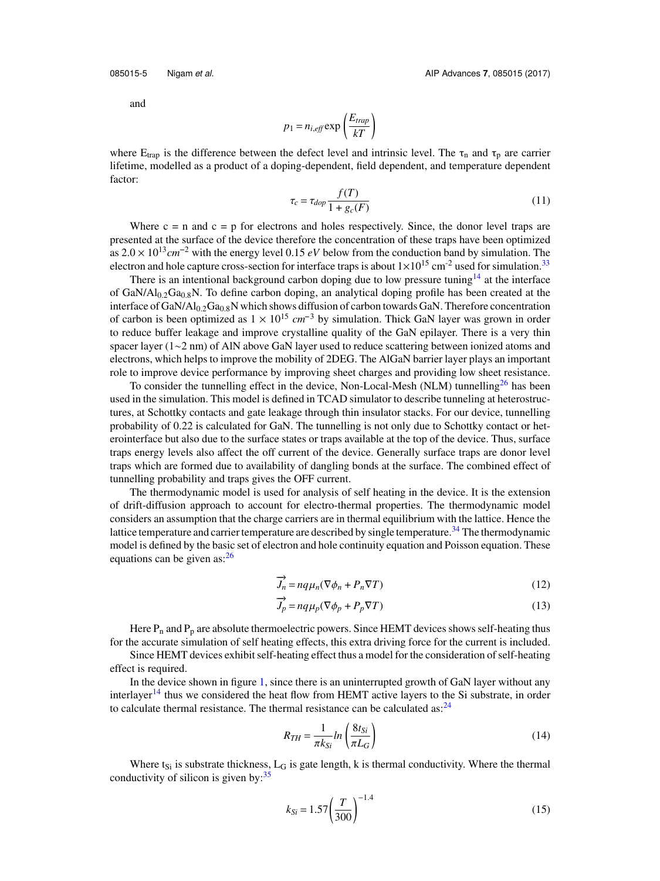and

$$p_1 = n_{i,eff} \exp\left(\frac{E_{trap}}{kT}\right)$$

where $E_{trap}$ is the difference between the defect level and intrinsic level. The $\tau_n$ and $\tau_p$ are carrier lifetime, modelled as a product of a doping-dependent, field dependent, and temperature dependent factor:

$$\tau_c = \tau_{dop} \frac{f(T)}{1 + g_c(F)} \tag{11}$$

Where c = n and c = p for electrons and holes respectively. Since, the donor level traps are presented at the surface of the device therefore the concentration of these traps have been optimized as $2.0 \times 10^{13} cm^{-2}$ with the energy level 0.15 $eV$ below from the conduction band by simulation. The electron and hole capture cross-section for interface traps is about $1\times10^{15}$ $cm^{-2}$ used for simulation.[33]

There is an intentional background carbon doping due to low pressure tuning[14] at the interface of GaN/$Al_{0.2}Ga_{0.8}N$. To define carbon doping, an analytical doping profile has been created at the interface of GaN/$Al_{0.2}Ga_{0.8}N$ which shows diffusion of carbon towards GaN. Therefore concentration of carbon is been optimized as $1 \times 10^{15}$ $cm^{-3}$ by simulation. Thick GaN layer was grown in order to reduce buffer leakage and improve crystalline quality of the GaN epilayer. There is a very thin spacer layer (1~2 nm) of AlN above GaN layer used to reduce scattering between ionized atoms and electrons, which helps to improve the mobility of 2DEG. The AlGaN barrier layer plays an important role to improve device performance by improving sheet charges and providing low sheet resistance.

To consider the tunnelling effect in the device, Non-Local-Mesh (NLM) tunnelling[26] has been used in the simulation. This model is defined in TCAD simulator to describe tunneling at heterostructures, at Schottky contacts and gate leakage through thin insulator stacks. For our device, tunnelling probability of 0.22 is calculated for GaN. The tunnelling is not only due to Schottky contact or heterointerface but also due to the surface states or traps available at the top of the device. Thus, surface traps energy levels also affect the off current of the device. Generally surface traps are donor level traps which are formed due to availability of dangling bonds at the surface. The combined effect of tunnelling probability and traps gives the OFF current.

The thermodynamic model is used for analysis of self heating in the device. It is the extension of drift-diffusion approach to account for electro-thermal properties. The thermodynamic model considers an assumption that the charge carriers are in thermal equilibrium with the lattice. Hence the lattice temperature and carrier temperature are described by single temperature.[34] The thermodynamic model is defined by the basic set of electron and hole continuity equation and Poisson equation. These equations can be given as:[26]

$$\overrightarrow{J_n} = nq\mu_n(\nabla\phi_n + P_n\nabla T) \tag{12}$$

$$\overrightarrow{J_p} = nq\mu_p(\nabla\phi_p + P_p\nabla T) \tag{13}$$

Here $P_n$ and $P_p$ are absolute thermoelectric powers. Since HEMT devices shows self-heating thus for the accurate simulation of self heating effects, this extra driving force for the current is included.

Since HEMT devices exhibit self-heating effect thus a model for the consideration of self-heating effect is required.

In the device shown in figure 1, since there is an uninterrupted growth of GaN layer without any interlayer[14] thus we considered the heat flow from HEMT active layers to the Si substrate, in order to calculate thermal resistance. The thermal resistance can be calculated as:[24]

$$R_{TH} = \frac{1}{\pi k_{Si}} ln\left(\frac{8t_{Si}}{\pi L_G}\right) \tag{14}$$

Where $t_{Si}$ is substrate thickness, $L_G$ is gate length, k is thermal conductivity. Where the thermal conductivity of silicon is given by:[35]

$$k_{Si} = 1.57\left(\frac{T}{300}\right)^{-1.4} \tag{15}$$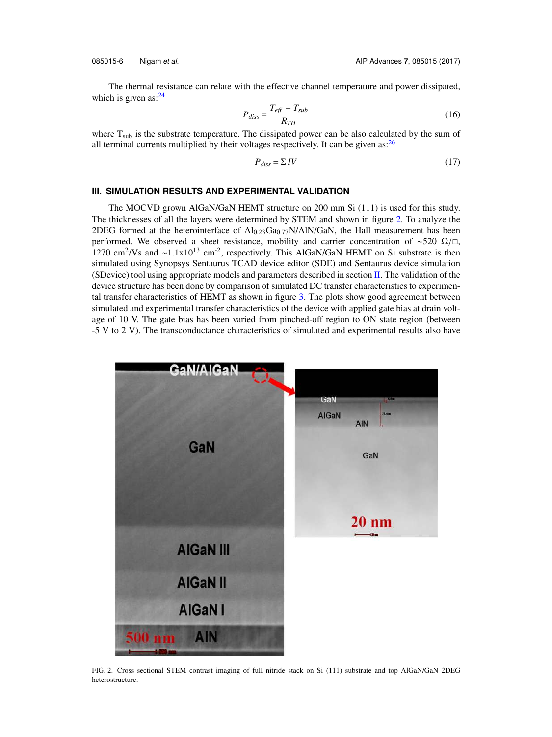The thermal resistance can relate with the effective channel temperature and power dissipated, which is given as:[24]

$$P_{diss} = \frac{T_{eff} - T_{sub}}{R_{TH}} \tag{16}$$

where $T_{sub}$ is the substrate temperature. The dissipated power can be also calculated by the sum of all terminal currents multiplied by their voltages respectively. It can be given as:[26]

$$P_{diss} = \Sigma IV \tag{17}$$

### III. SIMULATION RESULTS AND EXPERIMENTAL VALIDATION

The MOCVD grown AlGaN/GaN HEMT structure on 200 mm Si (111) is used for this study. The thicknesses of all the layers were determined by STEM and shown in figure 2. To analyze the 2DEG formed at the heterointerface of $Al_{0.23}Ga_{0.77}N$/AlN/GaN, the Hall measurement has been performed. We observed a sheet resistance, mobility and carrier concentration of ~520 Ω/□, 1270 $cm^2$/Vs and ~$1.1 \times 10^{13}$ $cm^{-2}$, respectively. This AlGaN/GaN HEMT on Si substrate is then simulated using Synopsys Sentaurus TCAD device editor (SDE) and Sentaurus device simulation (SDevice) tool using appropriate models and parameters described in section II. The validation of the device structure has been done by comparison of simulated DC transfer characteristics to experimental transfer characteristics of HEMT as shown in figure 3. The plots show good agreement between simulated and experimental transfer characteristics of the device with applied gate bias at drain voltage of 10 V. The gate bias has been varied from pinched-off region to ON state region (between -5 V to 2 V). The transconductance characteristics of simulated and experimental results also have

FIG. 2. Cross sectional STEM contrast imaging of full nitride stack on Si (111) substrate and top AlGaN/GaN 2DEG heterostructure.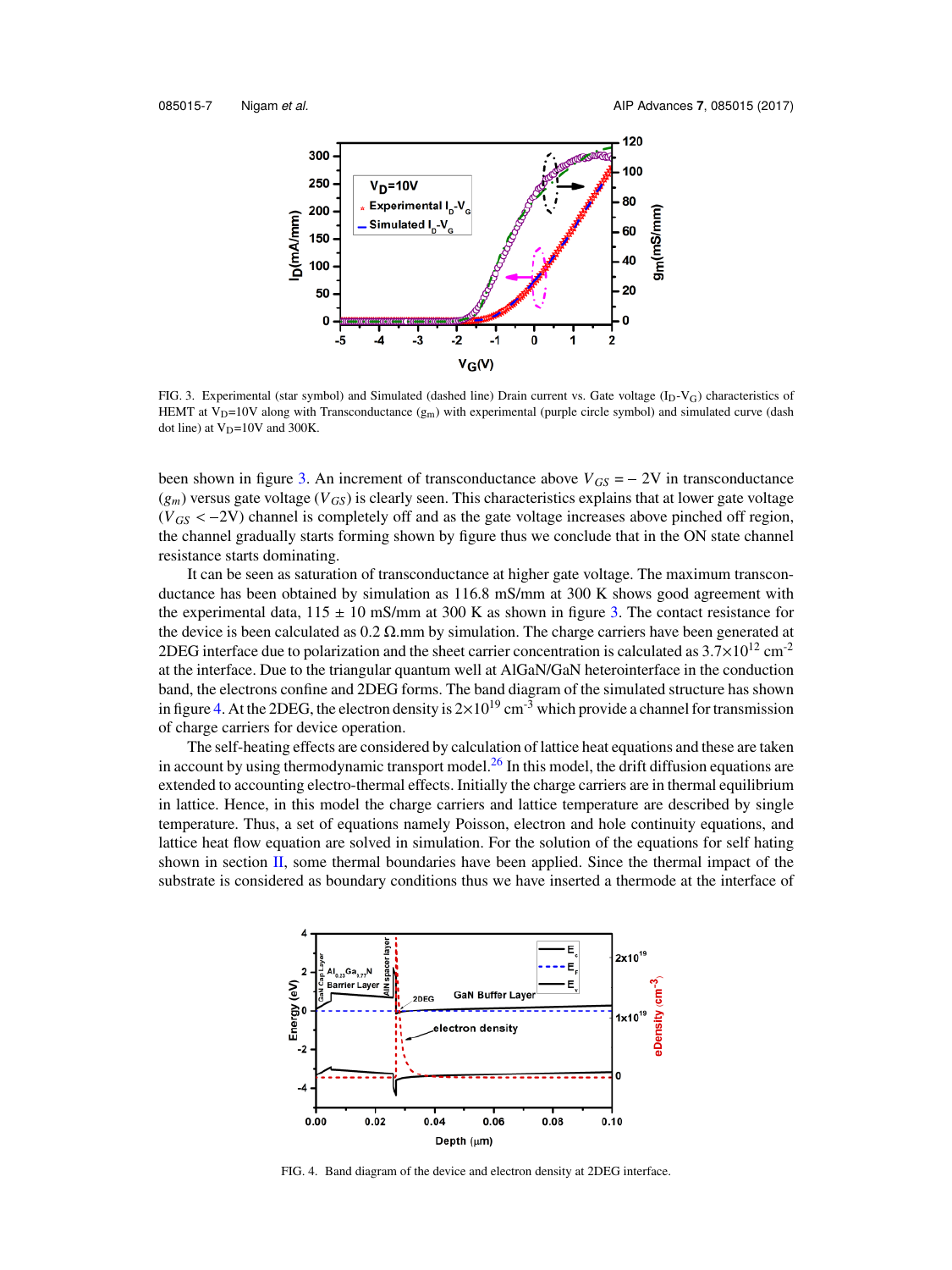FIG. 3. Experimental (star symbol) and Simulated (dashed line) Drain current vs. Gate voltage ($I_D$-$V_G$) characteristics of HEMT at $V_D$=10V along with Transconductance ($g_m$) with experimental (purple circle symbol) and simulated curve (dash dot line) at $V_D$=10V and 300K.

been shown in figure 3. An increment of transconductance above $V_{GS} = -2V$ in transconductance ($g_m$) versus gate voltage ($V_{GS}$) is clearly seen. This characteristics explains that at lower gate voltage ($V_{GS} < -2V$) channel is completely off and as the gate voltage increases above pinched off region, the channel gradually starts forming shown by figure thus we conclude that in the ON state channel resistance starts dominating.

It can be seen as saturation of transconductance at higher gate voltage. The maximum transconductance has been obtained by simulation as 116.8 mS/mm at 300 K shows good agreement with the experimental data, 115 ± 10 mS/mm at 300 K as shown in figure 3. The contact resistance for the device is been calculated as 0.2 Ω.mm by simulation. The charge carriers have been generated at 2DEG interface due to polarization and the sheet carrier concentration is calculated as $3.7\times10^{12}$ cm$^{-2}$ at the interface. Due to the triangular quantum well at AlGaN/GaN heterointerface in the conduction band, the electrons confine and 2DEG forms. The band diagram of the simulated structure has shown in figure 4. At the 2DEG, the electron density is $2\times10^{19}$ cm$^{-3}$ which provide a channel for transmission of charge carriers for device operation.

The self-heating effects are considered by calculation of lattice heat equations and these are taken in account by using thermodynamic transport model.[26] In this model, the drift diffusion equations are extended to accounting electro-thermal effects. Initially the charge carriers are in thermal equilibrium in lattice. Hence, in this model the charge carriers and lattice temperature are described by single temperature. Thus, a set of equations namely Poisson, electron and hole continuity equations, and lattice heat flow equation are solved in simulation. For the solution of the equations for self hating shown in section II, some thermal boundaries have been applied. Since the thermal impact of the substrate is considered as boundary conditions thus we have inserted a thermode at the interface of

FIG. 4. Band diagram of the device and electron density at 2DEG interface.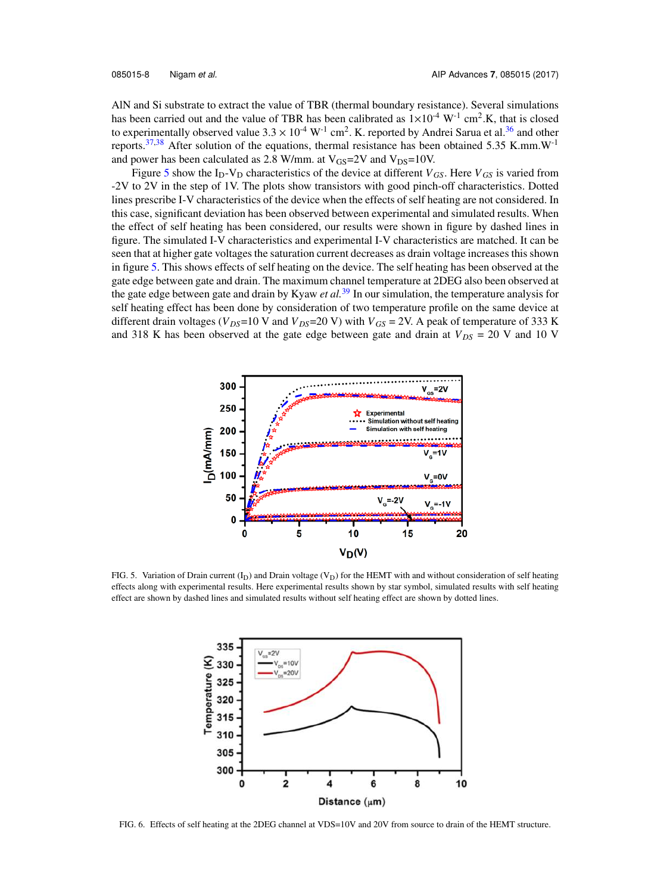AlN and Si substrate to extract the value of TBR (thermal boundary resistance). Several simulations has been carried out and the value of TBR has been calibrated as $1\times10^{-4}$ $W^{-1}$ $cm^2$.K, that is closed to experimentally observed value $3.3\times10^{-4}$ $W^{-1}$ $cm^2$. K. reported by Andrei Sarua et al.[36] and other reports.[37,38] After solution of the equations, thermal resistance has been obtained 5.35 K.mm.$W^{-1}$ and power has been calculated as 2.8 W/mm. at $V_{GS}$=2V and $V_{DS}$=10V.

Figure 5 show the $I_D$-$V_D$ characteristics of the device at different $V_{GS}$. Here $V_{GS}$ is varied from -2V to 2V in the step of 1V. The plots show transistors with good pinch-off characteristics. Dotted lines prescribe I-V characteristics of the device when the effects of self heating are not considered. In this case, significant deviation has been observed between experimental and simulated results. When the effect of self heating has been considered, our results were shown in figure by dashed lines in figure. The simulated I-V characteristics and experimental I-V characteristics are matched. It can be seen that at higher gate voltages the saturation current decreases as drain voltage increases this shown in figure 5. This shows effects of self heating on the device. The self heating has been observed at the gate edge between gate and drain. The maximum channel temperature at 2DEG also been observed at the gate edge between gate and drain by Kyaw *et al.*[39] In our simulation, the temperature analysis for self heating effect has been done by consideration of two temperature profile on the same device at different drain voltages ($V_{DS}$=10 V and $V_{DS}$=20 V) with $V_{GS}$ = 2V. A peak of temperature of 333 K and 318 K has been observed at the gate edge between gate and drain at $V_{DS}$ = 20 V and 10 V

FIG. 5. Variation of Drain current ($I_D$) and Drain voltage ($V_D$) for the HEMT with and without consideration of self heating effects along with experimental results. Here experimental results shown by star symbol, simulated results with self heating effect are shown by dashed lines and simulated results without self heating effect are shown by dotted lines.

FIG. 6. Effects of self heating at the 2DEG channel at VDS=10V and 20V from source to drain of the HEMT structure.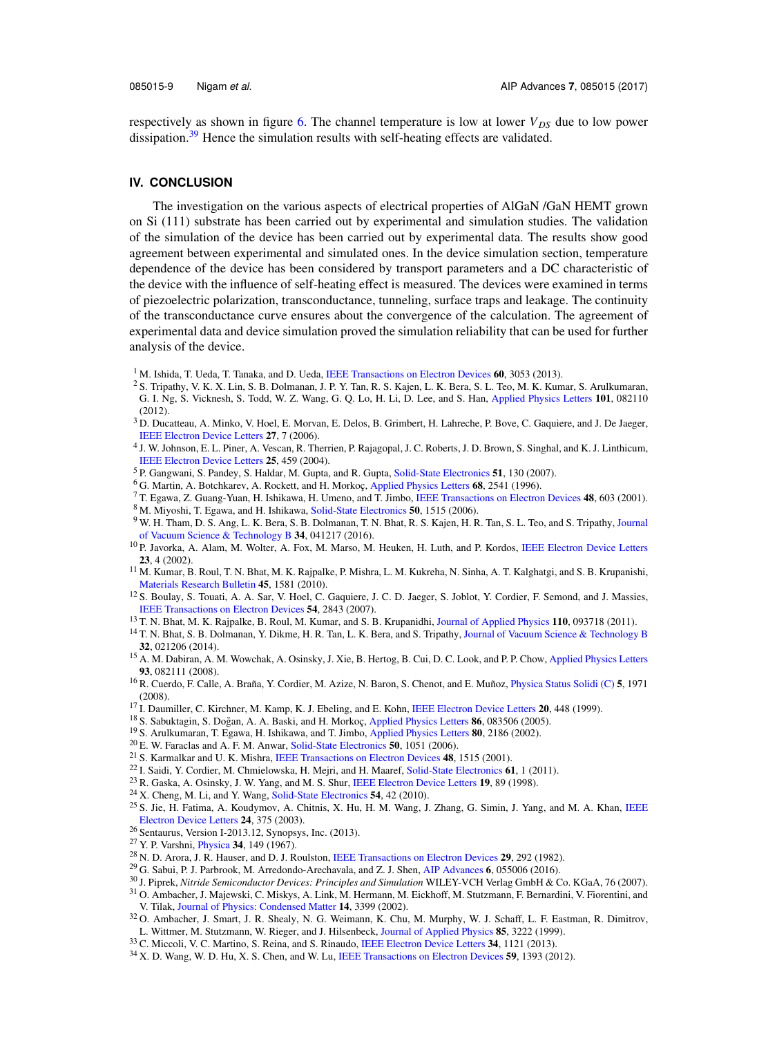respectively as shown in figure 6. The channel temperature is low at lower $V_{DS}$ due to low power dissipation.[39] Hence the simulation results with self-heating effects are validated.

## IV. CONCLUSION

The investigation on the various aspects of electrical properties of AlGaN /GaN HEMT grown on Si (111) substrate has been carried out by experimental and simulation studies. The validation of the simulation of the device has been carried out by experimental data. The results show good agreement between experimental and simulated ones. In the device simulation section, temperature dependence of the device has been considered by transport parameters and a DC characteristic of the device with the influence of self-heating effect is measured. The devices were examined in terms of piezoelectric polarization, transconductance, tunneling, surface traps and leakage. The continuity of the transconductance curve ensures about the convergence of the calculation. The agreement of experimental data and device simulation proved the simulation reliability that can be used for further analysis of the device.

[1] M. Ishida, T. Ueda, T. Tanaka, and D. Ueda, IEEE Transactions on Electron Devices **60**, 3053 (2013).

[2] S. Tripathy, V. K. X. Lin, S. B. Dolmanan, J. P. Y. Tan, R. S. Kajen, L. K. Bera, S. L. Teo, M. K. Kumar, S. Arulkumaran, G. I. Ng, S. Vicknesh, S. Todd, W. Z. Wang, G. Q. Lo, H. Li, D. Lee, and S. Han, Applied Physics Letters **101**, 082110 (2012).

[3] D. Ducatteau, A. Minko, V. Hoel, E. Morvan, E. Delos, B. Grimbert, H. Lahreche, P. Bove, C. Gaquiere, and J. De Jaeger, IEEE Electron Device Letters **27**, 7 (2006).

[4] J. W. Johnson, E. L. Piner, A. Vescan, R. Therrien, P. Rajagopal, J. C. Roberts, J. D. Brown, S. Singhal, and K. J. Linthicum, IEEE Electron Device Letters **25**, 459 (2004).

[5] P. Gangwani, S. Pandey, S. Haldar, M. Gupta, and R. Gupta, Solid-State Electronics **51**, 130 (2007).

[6] G. Martin, A. Botchkarev, A. Rockett, and H. Morkoç, Applied Physics Letters **68**, 2541 (1996).

[7] T. Egawa, Z. Guang-Yuan, H. Ishikawa, H. Umeno, and T. Jimbo, IEEE Transactions on Electron Devices **48**, 603 (2001).

[8] M. Miyoshi, T. Egawa, and H. Ishikawa, Solid-State Electronics **50**, 1515 (2006).

[9] W. H. Tham, D. S. Ang, L. K. Bera, S. B. Dolmanan, T. N. Bhat, R. S. Kajen, H. R. Tan, S. L. Teo, and S. Tripathy, Journal of Vacuum Science & Technology B **34**, 041217 (2016).

[10] P. Javorka, A. Alam, M. Wolter, A. Fox, M. Marso, M. Heuken, H. Luth, and P. Kordos, IEEE Electron Device Letters **23**, 4 (2002).

[11] M. Kumar, B. Roul, T. N. Bhat, M. K. Rajpalke, P. Mishra, L. M. Kukreha, N. Sinha, A. T. Kalghatgi, and S. B. Krupanishi, Materials Research Bulletin **45**, 1581 (2010).

[12] S. Boulay, S. Touati, A. A. Sar, V. Hoel, C. Gaquiere, J. C. D. Jaeger, S. Joblot, Y. Cordier, F. Semond, and J. Massies, IEEE Transactions on Electron Devices **54**, 2843 (2007).

[13] T. N. Bhat, M. K. Rajpalke, B. Roul, M. Kumar, and S. B. Krupanidhi, Journal of Applied Physics **110**, 093718 (2011).

[14] T. N. Bhat, S. B. Dolmanan, Y. Dikme, H. R. Tan, L. K. Bera, and S. Tripathy, Journal of Vacuum Science & Technology B **32**, 021206 (2014).

[15] A. M. Dabiran, A. M. Wowchak, A. Osinsky, J. Xie, B. Hertog, B. Cui, D. C. Look, and P. P. Chow, Applied Physics Letters **93**, 082111 (2008).

[16] R. Cuerdo, F. Calle, A. Braña, Y. Cordier, M. Azize, N. Baron, S. Chenot, and E. Muñoz, Physica Status Solidi (C) **5**, 1971 (2008).

[17] I. Daumiller, C. Kirchner, M. Kamp, K. J. Ebeling, and E. Kohn, IEEE Electron Device Letters **20**, 448 (1999).

[18] S. Sabuktagin, S. Doğan, A. A. Baski, and H. Morkoç, Applied Physics Letters **86**, 083506 (2005).

[19] S. Arulkumaran, T. Egawa, H. Ishikawa, and T. Jimbo, Applied Physics Letters **80**, 2186 (2002).

[20] E. W. Faraclas and A. F. M. Anwar, Solid-State Electronics **50**, 1051 (2006).

[21] S. Karmalkar and U. K. Mishra, IEEE Transactions on Electron Devices **48**, 1515 (2001).

[22] I. Saidi, Y. Cordier, M. Chmielowska, H. Mejri, and H. Maaref, Solid-State Electronics **61**, 1 (2011).

[23] R. Gaska, A. Osinsky, J. W. Yang, and M. S. Shur, IEEE Electron Device Letters **19**, 89 (1998).

[24] X. Cheng, M. Li, and Y. Wang, Solid-State Electronics **54**, 42 (2010).

[25] S. Jie, H. Fatima, A. Koudymov, A. Chitnis, X. Hu, H. M. Wang, J. Zhang, G. Simin, J. Yang, and M. A. Khan, IEEE Electron Device Letters **24**, 375 (2003).

[26] Sentaurus, Version I-2013.12, Synopsys, Inc. (2013).

[27] Y. P. Varshni, Physica **34**, 149 (1967).

[28] N. D. Arora, J. R. Hauser, and D. J. Roulston, IEEE Transactions on Electron Devices **29**, 292 (1982).

[29] G. Sabui, P. J. Parbrook, M. Arredondo-Arechavala, and Z. J. Shen, AIP Advances **6**, 055006 (2016).

[30] J. Piprek, *Nitride Semiconductor Devices: Principles and Simulation* WILEY-VCH Verlag GmbH & Co. KGaA, 76 (2007).

[31] O. Ambacher, J. Majewski, C. Miskys, A. Link, M. Hermann, M. Eickhoff, M. Stutzmann, F. Bernardini, V. Fiorentini, and V. Tilak, Journal of Physics: Condensed Matter **14**, 3399 (2002).

[32] O. Ambacher, J. Smart, J. R. Shealy, N. G. Weimann, K. Chu, M. Murphy, W. J. Schaff, L. F. Eastman, R. Dimitrov, L. Wittmer, M. Stutzmann, W. Rieger, and J. Hilsenbeck, Journal of Applied Physics **85**, 3222 (1999).

[33] C. Miccoli, V. C. Martino, S. Reina, and S. Rinaudo, IEEE Electron Device Letters **34**, 1121 (2013).

[34] X. D. Wang, W. D. Hu, X. S. Chen, and W. Lu, IEEE Transactions on Electron Devices **59**, 1393 (2012).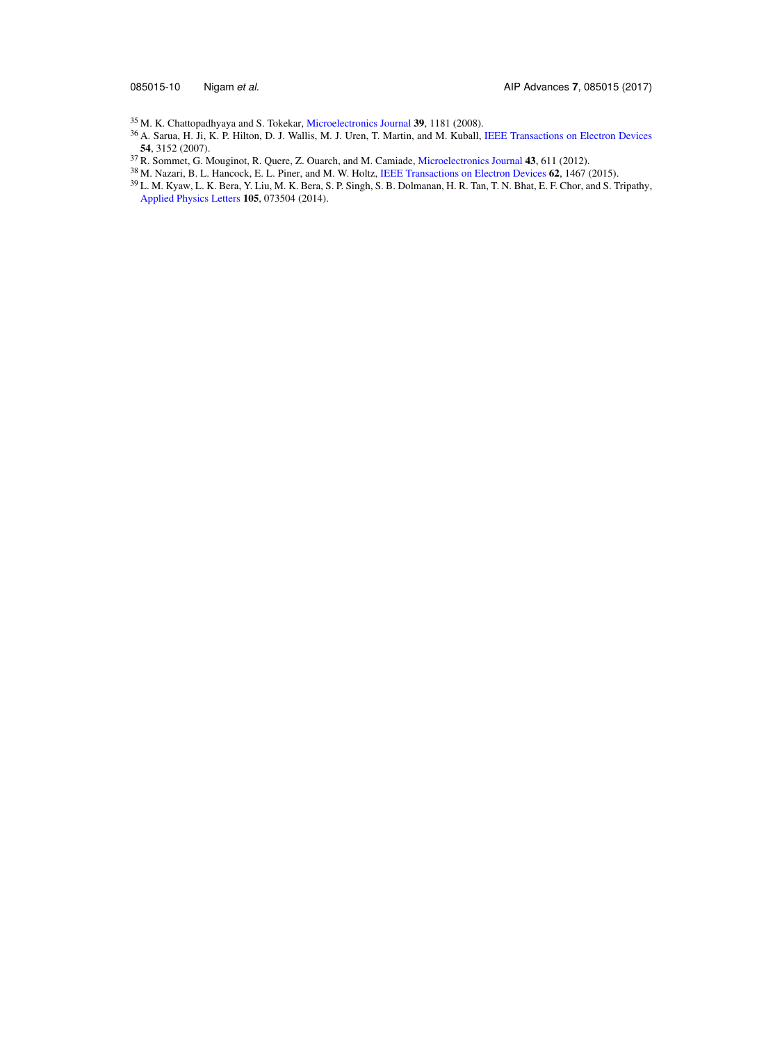[35] M. K. Chattopadhyaya and S. Tokekar, Microelectronics Journal **39**, 1181 (2008).

[36] A. Sarua, H. Ji, K. P. Hilton, D. J. Wallis, M. J. Uren, T. Martin, and M. Kuball, IEEE Transactions on Electron Devices **54**, 3152 (2007).

[37] R. Sommet, G. Mouginot, R. Quere, Z. Ouarch, and M. Camiade, Microelectronics Journal **43**, 611 (2012).

[38] M. Nazari, B. L. Hancock, E. L. Piner, and M. W. Holtz, IEEE Transactions on Electron Devices **62**, 1467 (2015).

[39] L. M. Kyaw, L. K. Bera, Y. Liu, M. K. Bera, S. P. Singh, S. B. Dolmanan, H. R. Tan, T. N. Bhat, E. F. Chor, and S. Tripathy, Applied Physics Letters **105**, 073504 (2014).